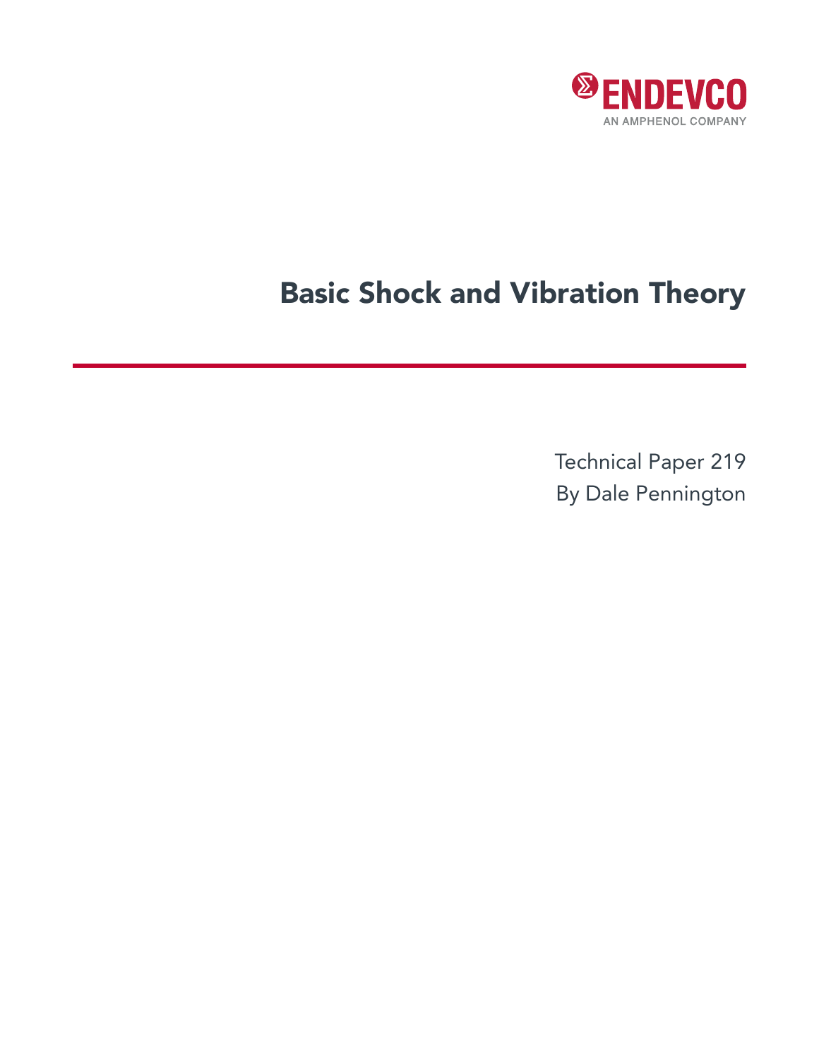ENDEVCO

AN AMPHENOL COMPANY

# Basic Shock and Vibration Theory

Technical Paper 219

By Dale Pennington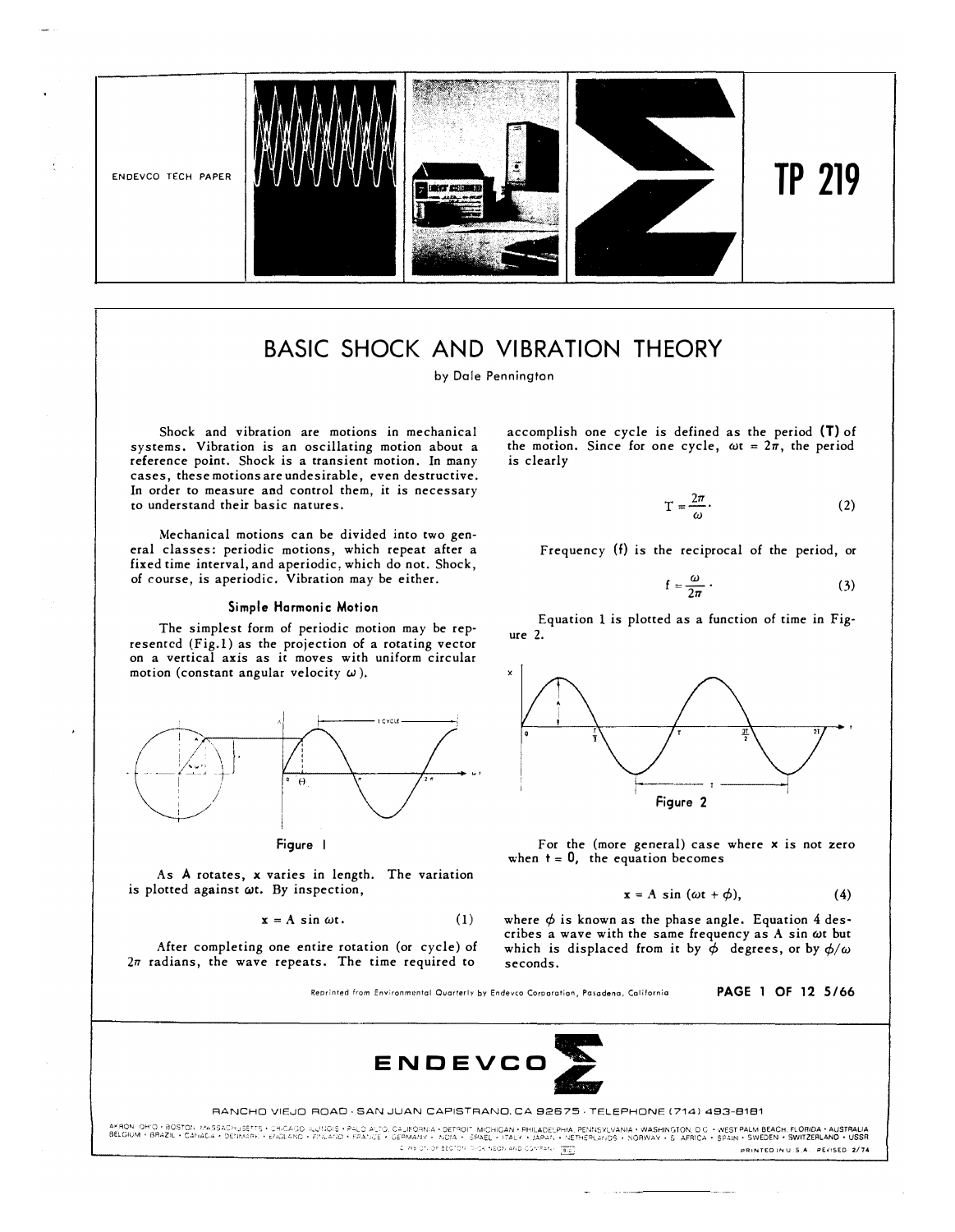ENDEVCO TECH PAPER

# TP 219

# BASIC SHOCK AND VIBRATION THEORY

by Dale Pennington

Shock and vibration are motions in mechanical systems. Vibration is an oscillating motion about a reference point. Shock is a transient motion. In many cases, these motions are undesirable, even destructive. In order to measure and control them, it is necessary to understand their basic natures.

Mechanical motions can be divided into two general classes: periodic motions, which repeat after a fixed time interval, and aperiodic, which do not. Shock, of course, is aperiodic. Vibration may be either.

### Simple Harmonic Motion

The simplest form of periodic motion may be represented (Fig.1) as the projection of a rotating vector on a vertical axis as it moves with uniform circular motion (constant angular velocity $\omega$).

Figure 1

As A rotates, x varies in length. The variation is plotted against $\omega t$. By inspection,

$$x = A \sin \omega t. \tag{1}$$

After completing one entire rotation (or cycle) of $2\pi$ radians, the wave repeats. The time required to accomplish one cycle is defined as the period (**T**) of the motion. Since for one cycle, $\omega t = 2\pi$, the period is clearly

$$T = \frac{2\pi}{\omega}. \tag{2}$$

Frequency (**f**) is the reciprocal of the period, or

$$f = \frac{\omega}{2\pi}. \tag{3}$$

Equation 1 is plotted as a function of time in Figure 2.

Figure 2

For the (more general) case where x is not zero when $t = 0$, the equation becomes

$$x = A \sin (\omega t + \phi), \tag{4}$$

where $\phi$ is known as the phase angle. Equation 4 describes a wave with the same frequency as $A \sin \omega t$ but which is displaced from it by $\phi$ degrees, or by $\phi/\omega$ seconds.

Reprinted from Environmental Quarterly by Endevco Corporation, Pasadena, California

ENDEVCO

RANCHO VIEJO ROAD · SAN JUAN CAPISTRANO, CA 92675 · TELEPHONE (714) 493-8181

PRINTED IN U.S.A. REVISED 2/74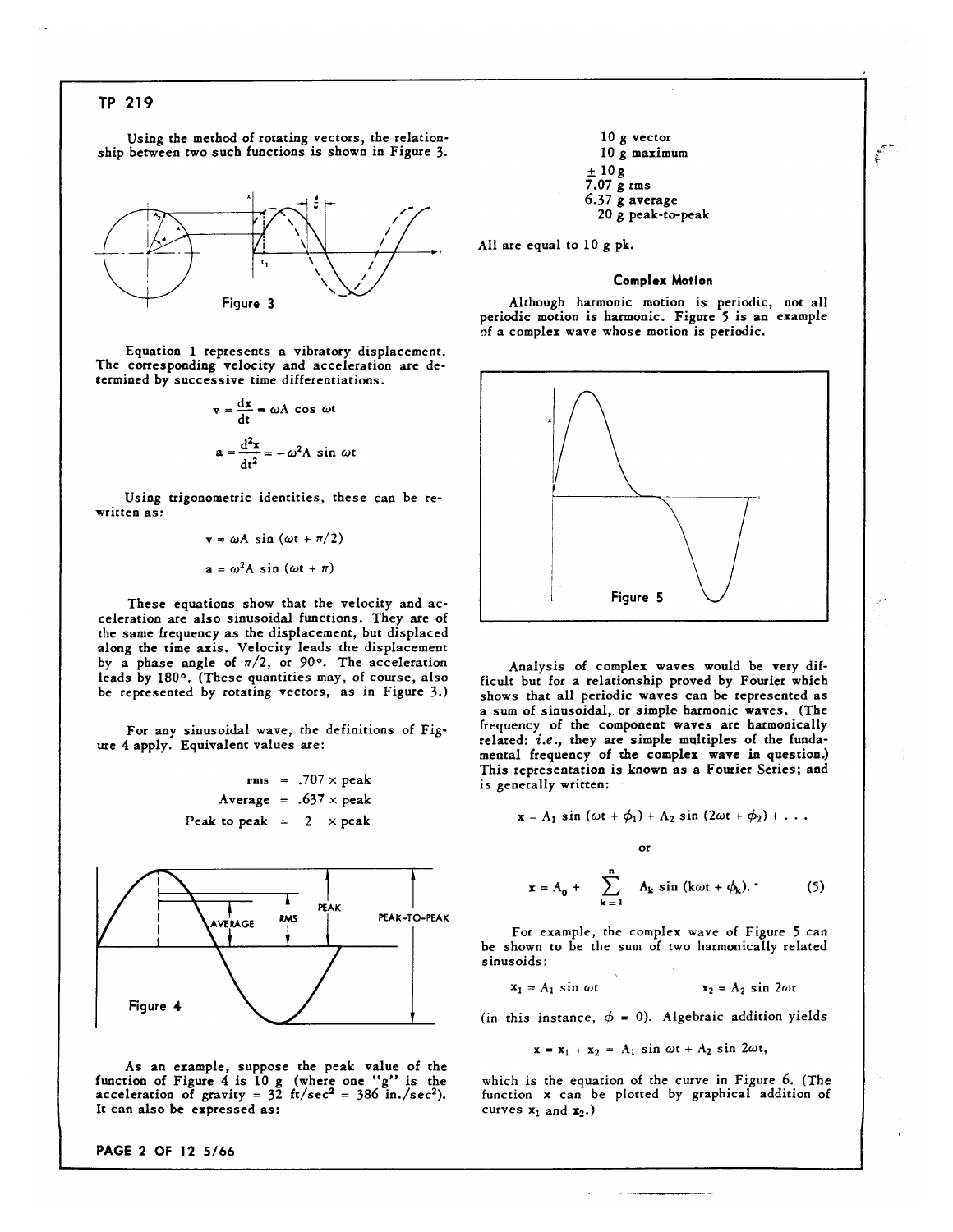Using the method of rotating vectors, the relationship between two such functions is shown in Figure 3.

Figure 3

Equation 1 represents a vibratory displacement. The corresponding velocity and acceleration are determined by successive time differentiations.

$$v = \frac{dx}{dt} = \omega A \cos \omega t$$

$$a = \frac{d^2x}{dt^2} = -\omega^2 A \sin \omega t$$

Using trigonometric identities, these can be rewritten as:

$$v = \omega A \sin (\omega t + \pi/2)$$

$$a = \omega^2 A \sin (\omega t + \pi)$$

These equations show that the velocity and acceleration are also sinusoidal functions. They are of the same frequency as the displacement, but displaced along the time axis. Velocity leads the displacement by a phase angle of $\pi/2$, or 90°. The acceleration leads by 180°. (These quantities may, of course, also be represented by rotating vectors, as in Figure 3.)

For any sinusoidal wave, the definitions of Figure 4 apply. Equivalent values are:

rms = .707 × peak

Average = .637 × peak

Peak to peak = 2 × peak

PEAK

RMS

AVERAGE

PEAK-TO-PEAK

Figure 4

As an example, suppose the peak value of the function of Figure 4 is 10 g (where one "g" is the acceleration of gravity = 32 ft/sec$^2$ = 386 in./sec$^2$). It can also be expressed as:

10 g vector
10 g maximum
± 10 g
7.07 g rms
6.37 g average
20 g peak-to-peak

All are equal to 10 g pk.

## Complex Motion

Although harmonic motion is periodic, not all periodic motion is harmonic. Figure 5 is an example of a complex wave whose motion is periodic.

Figure 5

Analysis of complex waves would be very difficult but for a relationship proved by Fourier which shows that all periodic waves can be represented as a sum of sinusoidal, or simple harmonic waves. (The frequency of the component waves are harmonically related: *i.e.*, they are simple multiples of the fundamental frequency of the complex wave in question.) This representation is known as a Fourier Series; and is generally written:

$$x = A_1 \sin (\omega t + \phi_1) + A_2 \sin (2\omega t + \phi_2) + \ldots$$

or

$$x = A_0 + \sum_{k=1}^{n} A_k \sin (k\omega t + \phi_k). \quad (5)$$

For example, the complex wave of Figure 5 can be shown to be the sum of two harmonically related sinusoids:

$$x_1 = A_1 \sin \omega t \qquad x_2 = A_2 \sin 2\omega t$$

(in this instance, $\phi = 0$). Algebraic addition yields

$$x = x_1 + x_2 = A_1 \sin \omega t + A_2 \sin 2\omega t,$$

which is the equation of the curve in Figure 6. (The function $x$ can be plotted by graphical addition of curves $x_1$ and $x_2$.)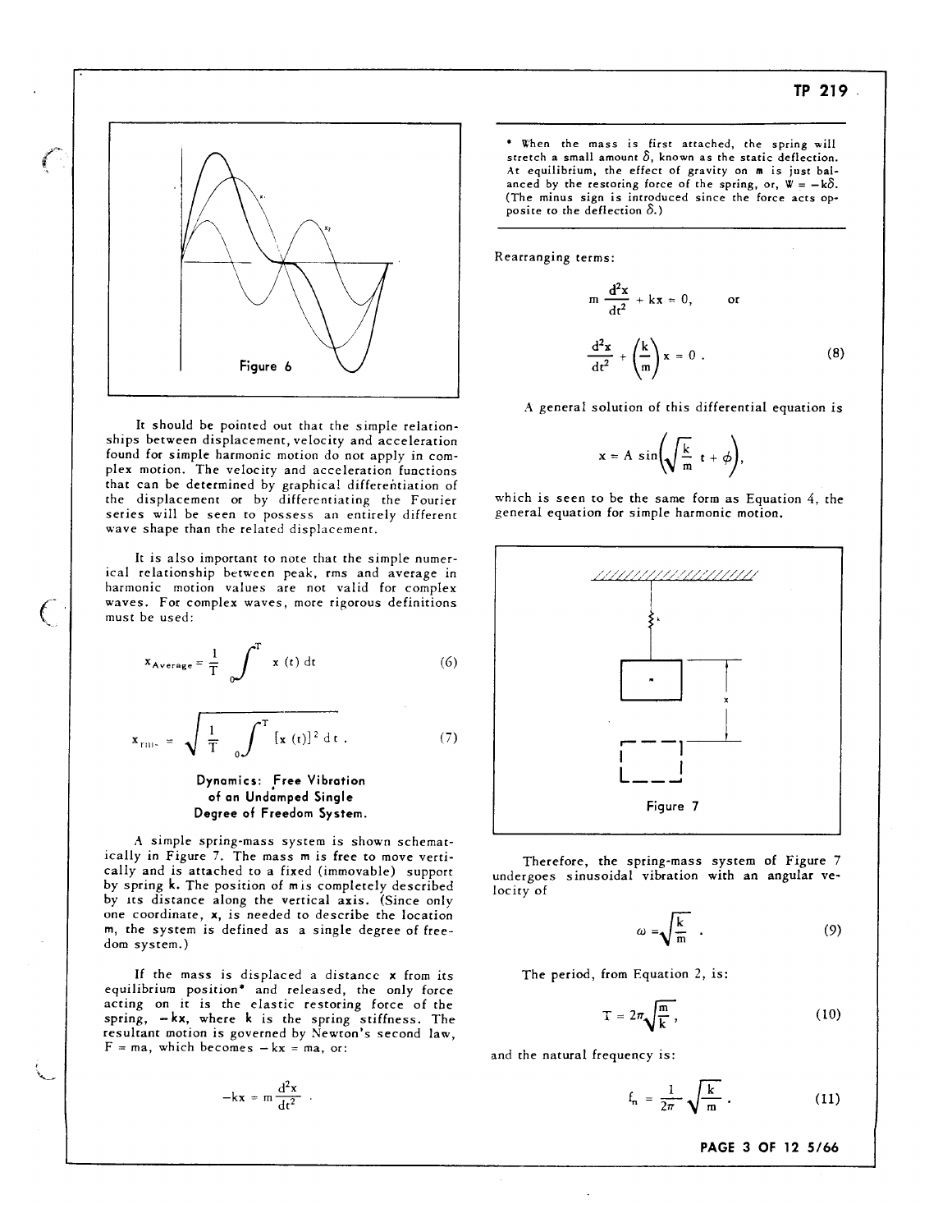Figure 6

It should be pointed out that the simple relationships between displacement, velocity and acceleration found for simple harmonic motion do not apply in complex motion. The velocity and acceleration functions that can be determined by graphical differentiation of the displacement or by differentiating the Fourier series will be seen to possess an entirely different wave shape than the related displacement.

It is also important to note that the simple numerical relationship between peak, rms and average in harmonic motion values are not valid for complex waves. For complex waves, more rigorous definitions must be used:

$$x_{Average} = \frac{1}{T} \int_0^T x(t)\, dt \tag{6}$$

$$x_{rms} = \sqrt{\frac{1}{T} \int_0^T [x(t)]^2\, dt} \,. \tag{7}$$

### Dynamics: Free Vibration of an Undamped Single Degree of Freedom System.

A simple spring-mass system is shown schematically in Figure 7. The mass **m** is free to move vertically and is attached to a fixed (immovable) support by spring **k**. The position of **m** is completely described by its distance along the vertical axis. (Since only one coordinate, **x**, is needed to describe the location m, the system is defined as a single degree of freedom system.)

If the mass is displaced a distance **x** from its equilibrium position* and released, the only force acting on it is the elastic restoring force of the spring, $-kx$, where **k** is the spring stiffness. The resultant motion is governed by Newton's second law, $F = ma$, which becomes $-kx = ma$, or:

$$-kx = m\frac{d^2x}{dt^2} \,.$$

\* When the mass is first attached, the spring will stretch a small amount $\delta$, known as the static deflection. At equilibrium, the effect of gravity on **m** is just balanced by the restoring force of the spring, or, $W = -k\delta$. (The minus sign is introduced since the force acts opposite to the deflection $\delta$.)

Rearranging terms:

$$m\frac{d^2x}{dt^2} + kx = 0, \qquad \text{or}$$

$$\frac{d^2x}{dt^2} + \left(\frac{k}{m}\right)x = 0 \,. \tag{8}$$

A general solution of this differential equation is

$$x = A \sin\left(\sqrt{\frac{k}{m}}\, t + \phi\right),$$

which is seen to be the same form as Equation 4, the general equation for simple harmonic motion.

Figure 7

Therefore, the spring-mass system of Figure 7 undergoes sinusoidal vibration with an angular velocity of

$$\omega = \sqrt{\frac{k}{m}} \,. \tag{9}$$

The period, from Equation 2, is:

$$T = 2\pi\sqrt{\frac{m}{k}}, \tag{10}$$

and the natural frequency is:

$$f_n = \frac{1}{2\pi}\sqrt{\frac{k}{m}} \,. \tag{11}$$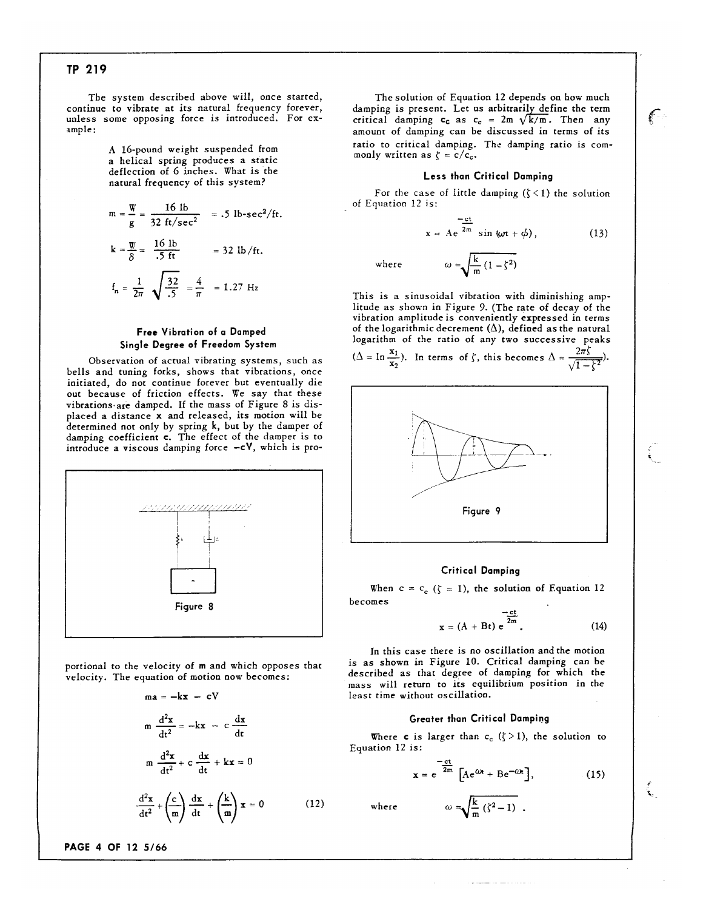The system described above will, once started, continue to vibrate at its natural frequency forever, unless some opposing force is introduced. For example:

> A 16-pound weight suspended from a helical spring produces a static deflection of 6 inches. What is the natural frequency of this system?

$$m = \frac{W}{g} = \frac{16 \text{ lb}}{32 \text{ ft/sec}^2} = .5 \text{ lb-sec}^2\text{/ft.}$$

$$k = \frac{W}{\delta} = \frac{16 \text{ lb}}{.5 \text{ ft}} = 32 \text{ lb/ft.}$$

$$f_n = \frac{1}{2\pi}\sqrt{\frac{32}{.5}} = \frac{4}{\pi} = 1.27 \text{ Hz}$$

### Free Vibration of a Damped Single Degree of Freedom System

Observation of actual vibrating systems, such as bells and tuning forks, shows that vibrations, once initiated, do not continue forever but eventually die out because of friction effects. We say that these vibrations are damped. If the mass of Figure 8 is displaced a distance **x** and released, its motion will be determined not only by spring **k**, but by the damper of damping coefficient **c**. The effect of the damper is to introduce a viscous damping force **−cV**, which is proportional to the velocity of **m** and which opposes that velocity. The equation of motion now becomes:

Figure 8

$$ma = -kx - cV$$

$$m\frac{d^2x}{dt^2} = -kx - c\frac{dx}{dt}$$

$$m\frac{d^2x}{dt^2} + c\frac{dx}{dt} + kx = 0$$

$$\frac{d^2x}{dt^2} + \left(\frac{c}{m}\right)\frac{dx}{dt} + \left(\frac{k}{m}\right)x = 0 \qquad (12)$$

The solution of Equation 12 depends on how much damping is present. Let us arbitrarily define the term critical damping $c_c$ as $c_c = 2m\sqrt{k/m}$. Then any amount of damping can be discussed in terms of its ratio to critical damping. The damping ratio is commonly written as $\zeta = c/c_c$.

### Less than Critical Damping

For the case of little damping ($\zeta < 1$) the solution of Equation 12 is:

$$x = Ae^{\frac{-ct}{2m}} \sin(\omega t + \phi), \qquad (13)$$

where $\omega = \sqrt{\frac{k}{m}(1 - \zeta^2)}$

This is a sinusoidal vibration with diminishing amplitude as shown in Figure 9. (The rate of decay of the vibration amplitude is conveniently expressed in terms of the logarithmic decrement ($\Delta$), defined as the natural logarithm of the ratio of any two successive peaks ($\Delta = \ln\frac{x_1}{x_2}$). In terms of $\zeta$, this becomes $\Delta = \frac{2\pi\zeta}{\sqrt{1-\zeta^2}}$).

Figure 9

### Critical Damping

When $c = c_c$ ($\zeta = 1$), the solution of Equation 12 becomes

$$x = (A + Bt)\,e^{\frac{-ct}{2m}}. \qquad (14)$$

In this case there is no oscillation and the motion is as shown in Figure 10. Critical damping can be described as that degree of damping for which the mass will return to its equilibrium position in the least time without oscillation.

### Greater than Critical Damping

Where **c** is larger than $c_c$ ($\zeta > 1$), the solution to Equation 12 is:

$$x = e^{\frac{-ct}{2m}}\left[Ae^{\omega t} + Be^{-\omega t}\right], \qquad (15)$$

where $\omega = \sqrt{\frac{k}{m}(\zeta^2 - 1)}$.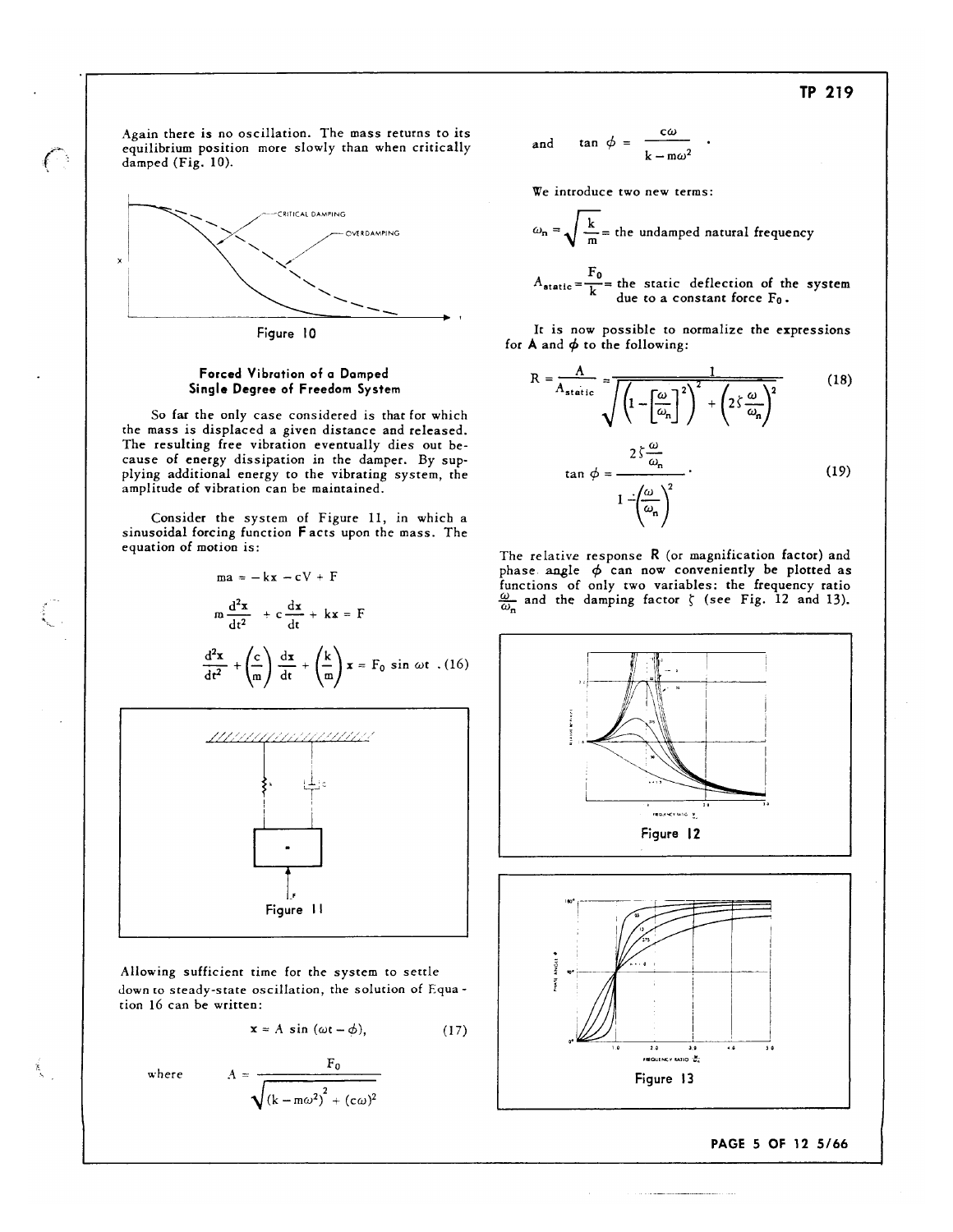Again there is no oscillation. The mass returns to its equilibrium position more slowly than when critically damped (Fig. 10).

CRITICAL DAMPING

OVERDAMPING

Figure 10

### Forced Vibration of a Damped Single Degree of Freedom System

So far the only case considered is that for which the mass is displaced a given distance and released. The resulting free vibration eventually dies out because of energy dissipation in the damper. By supplying additional energy to the vibrating system, the amplitude of vibration can be maintained.

Consider the system of Figure 11, in which a sinusoidal forcing function **F** acts upon the mass. The equation of motion is:

$$ma = -kx - cV + F$$

$$m\frac{d^2x}{dt^2} + c\frac{dx}{dt} + kx = F$$

$$\frac{d^2x}{dt^2} + \left(\frac{c}{m}\right)\frac{dx}{dt} + \left(\frac{k}{m}\right)x = F_0 \sin \omega t \quad . (16)$$

Figure 11

Allowing sufficient time for the system to settle down to steady-state oscillation, the solution of Equation 16 can be written:

$$x = A \sin(\omega t - \phi), \qquad (17)$$

where $$A = \frac{F_0}{\sqrt{(k - m\omega^2)^2 + (c\omega)^2}}$$

and $$\tan \phi = \frac{c\omega}{k - m\omega^2} \quad .$$

We introduce two new terms:

$\omega_n = \sqrt{\frac{k}{m}}$ = the undamped natural frequency

$A_{static} = \frac{F_0}{k}$ = the static deflection of the system due to a constant force $F_0$.

It is now possible to normalize the expressions for **A** and $\phi$ to the following:

$$R = \frac{A}{A_{static}} = \frac{1}{\sqrt{\left(1 - \left[\frac{\omega}{\omega_n}\right]^2\right)^2 + \left(2\zeta\frac{\omega}{\omega_n}\right)^2}} \qquad (18)$$

$$\tan \phi = \frac{2\zeta\frac{\omega}{\omega_n}}{1 - \left(\frac{\omega}{\omega_n}\right)^2} \quad . \qquad (19)$$

The relative response **R** (or magnification factor) and phase angle $\phi$ can now conveniently be plotted as functions of only two variables: the frequency ratio $\frac{\omega}{\omega_n}$ and the damping factor $\zeta$ (see Fig. 12 and 13).

FREQUENCY RATIO $\frac{\omega}{\omega_n}$

Figure 12

180°

90°

0°

PHASE ANGLE $\phi$

1.0 2.0 3.0 4.0 5.0

FREQUENCY RATIO $\frac{\omega}{\omega_n}$

Figure 13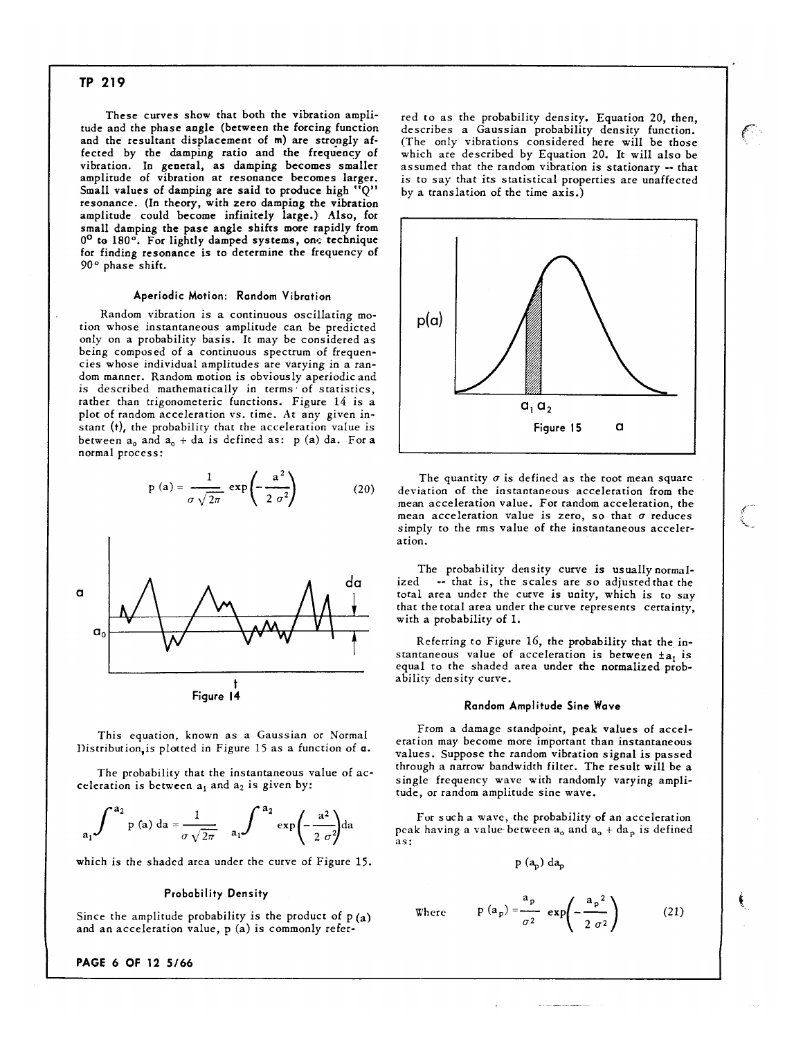These curves show that both the vibration amplitude and the phase angle (between the forcing function and the resultant displacement of m) are strongly affected by the damping ratio and the frequency of vibration. In general, as damping becomes smaller amplitude of vibration at resonance becomes larger. Small values of damping are said to produce high "Q" resonance. (In theory, with zero damping the vibration amplitude could become infinitely large.) Also, for small damping the pase angle shifts more rapidly from $0^\circ$ to $180^\circ$. For lightly damped systems, one technique for finding resonance is to determine the frequency of $90^\circ$ phase shift.

### Aperiodic Motion: Random Vibration

Random vibration is a continuous oscillating motion whose instantaneous amplitude can be predicted only on a probability basis. It may be considered as being composed of a continuous spectrum of frequencies whose individual amplitudes are varying in a random manner. Random motion is obviously aperiodic and is described mathematically in terms of statistics, rather than trigonometeric functions. Figure 14 is a plot of random acceleration vs. time. At any given instant (t), the probability that the acceleration value is between $a_o$ and $a_o + da$ is defined as: $p(a)\,da$. For a normal process:

$$p(a) = \frac{1}{\sigma\sqrt{2\pi}} \exp\left(-\frac{a^2}{2\sigma^2}\right) \tag{20}$$

a

$a_0$

da

t

Figure 14

This equation, known as a Gaussian or Normal Distribution, is plotted in Figure 15 as a function of a.

The probability that the instantaneous value of acceleration is between $a_1$ and $a_2$ is given by:

$$\int_{a_1}^{a_2} p(a)\,da = \frac{1}{\sigma\sqrt{2\pi}} \int_{a_1}^{a_2} \exp\left(-\frac{a^2}{2\sigma^2}\right) da$$

which is the shaded area under the curve of Figure 15.

### Probability Density

Since the amplitude probability is the product of $p(a)$ and an acceleration value, $p(a)$ is commonly referred to as the probability density. Equation 20, then, describes a Gaussian probability density function. (The only vibrations considered here will be those which are described by Equation 20. It will also be assumed that the random vibration is stationary -- that is to say that its statistical properties are unaffected by a translation of the time axis.)

p(a)

$a_1$ $a_2$

Figure 15

a

The quantity $\sigma$ is defined as the root mean square deviation of the instantaneous acceleration from the mean acceleration value. For random acceleration, the mean acceleration value is zero, so that $\sigma$ reduces simply to the rms value of the instantaneous acceleration.

The probability density curve is usually normalized -- that is, the scales are so adjusted that the total area under the curve is unity, which is to say that the total area under the curve represents certainty, with a probability of 1.

Referring to Figure 16, the probability that the instantaneous value of acceleration is between $\pm a_1$ is equal to the shaded area under the normalized probability density curve.

### Random Amplitude Sine Wave

From a damage standpoint, peak values of acceleration may become more important than instantaneous values. Suppose the random vibration signal is passed through a narrow bandwidth filter. The result will be a single frequency wave with randomly varying amplitude, or random amplitude sine wave.

For such a wave, the probability of an acceleration peak having a value between $a_o$ and $a_o + da_p$ is defined as:

$$p(a_p)\,da_p$$

Where

$$p(a_p) = \frac{a_p}{\sigma^2} \exp\left(-\frac{a_p^2}{2\sigma^2}\right) \tag{21}$$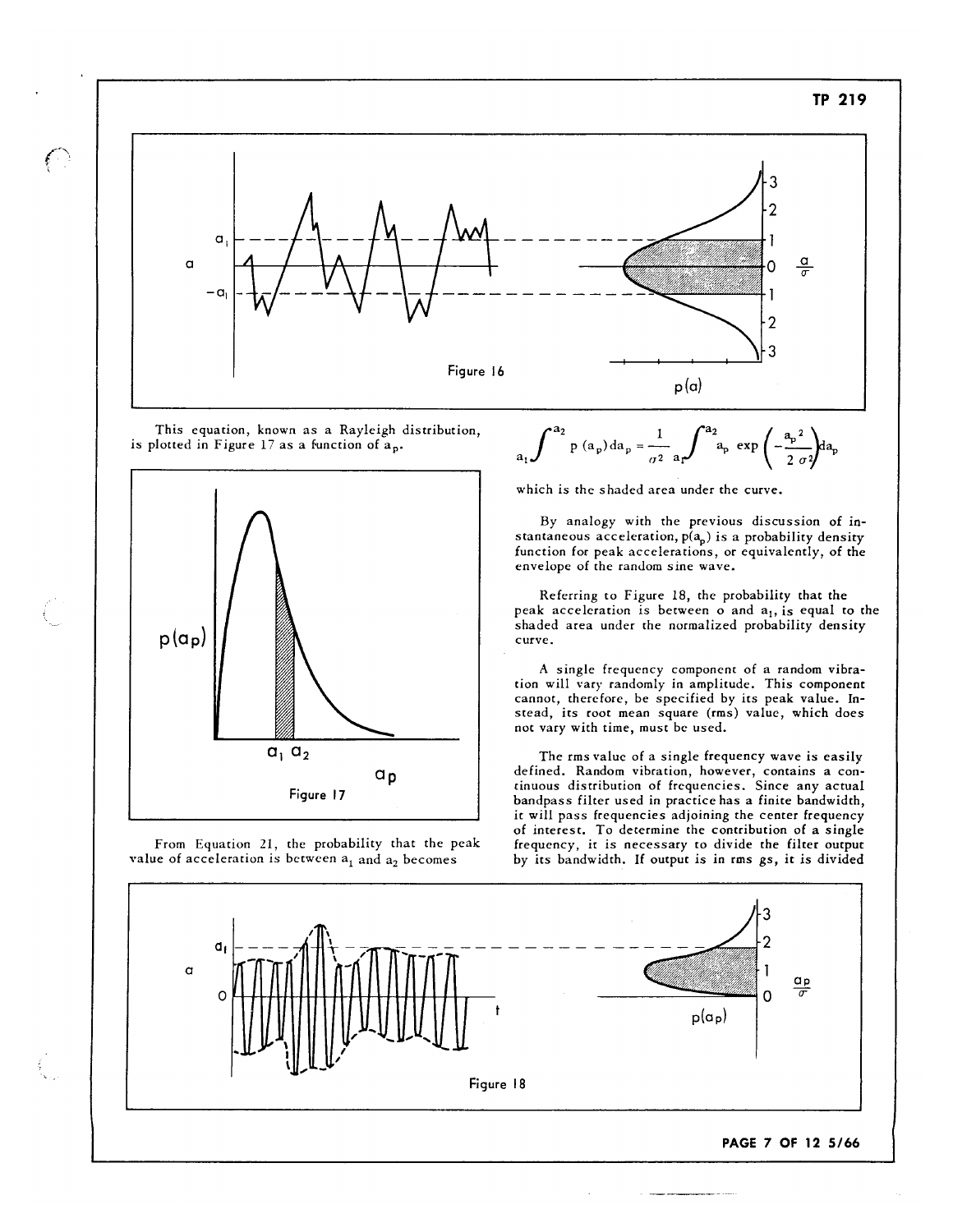a₁

a

$-a_1$

3
2
1
0
1
2
3

$\frac{a}{\sigma}$

Figure 16

p(a)

This equation, known as a Rayleigh distribution, is plotted in Figure 17 as a function of $a_p$.

p($a_p$)

$a_1$ $a_2$

$a_p$

Figure 17

From Equation 21, the probability that the peak value of acceleration is between $a_1$ and $a_2$ becomes

$$\int_{a_1}^{a_2} p\,(a_p)\,da_p = \frac{1}{\sigma^2} \int_{a_1}^{a_2} a_p \exp\left(-\frac{{a_p}^2}{2\,\sigma^2}\right) da_p$$

which is the shaded area under the curve.

By analogy with the previous discussion of instantaneous acceleration, $p(a_p)$ is a probability density function for peak accelerations, or equivalently, of the envelope of the random sine wave.

Referring to Figure 18, the probability that the peak acceleration is between o and $a_1$, is equal to the shaded area under the normalized probability density curve.

A single frequency component of a random vibration will vary randomly in amplitude. This component cannot, therefore, be specified by its peak value. Instead, its root mean square (rms) value, which does not vary with time, must be used.

The rms value of a single frequency wave is easily defined. Random vibration, however, contains a continuous distribution of frequencies. Since any actual bandpass filter used in practice has a finite bandwidth, it will pass frequencies adjoining the center frequency of interest. To determine the contribution of a single frequency, it is necessary to divide the filter output by its bandwidth. If output is in rms *g*s, it is divided

$a_1$

a

0

t

3
2
1
0

$\frac{a_p}{\sigma}$

p($a_p$)

Figure 18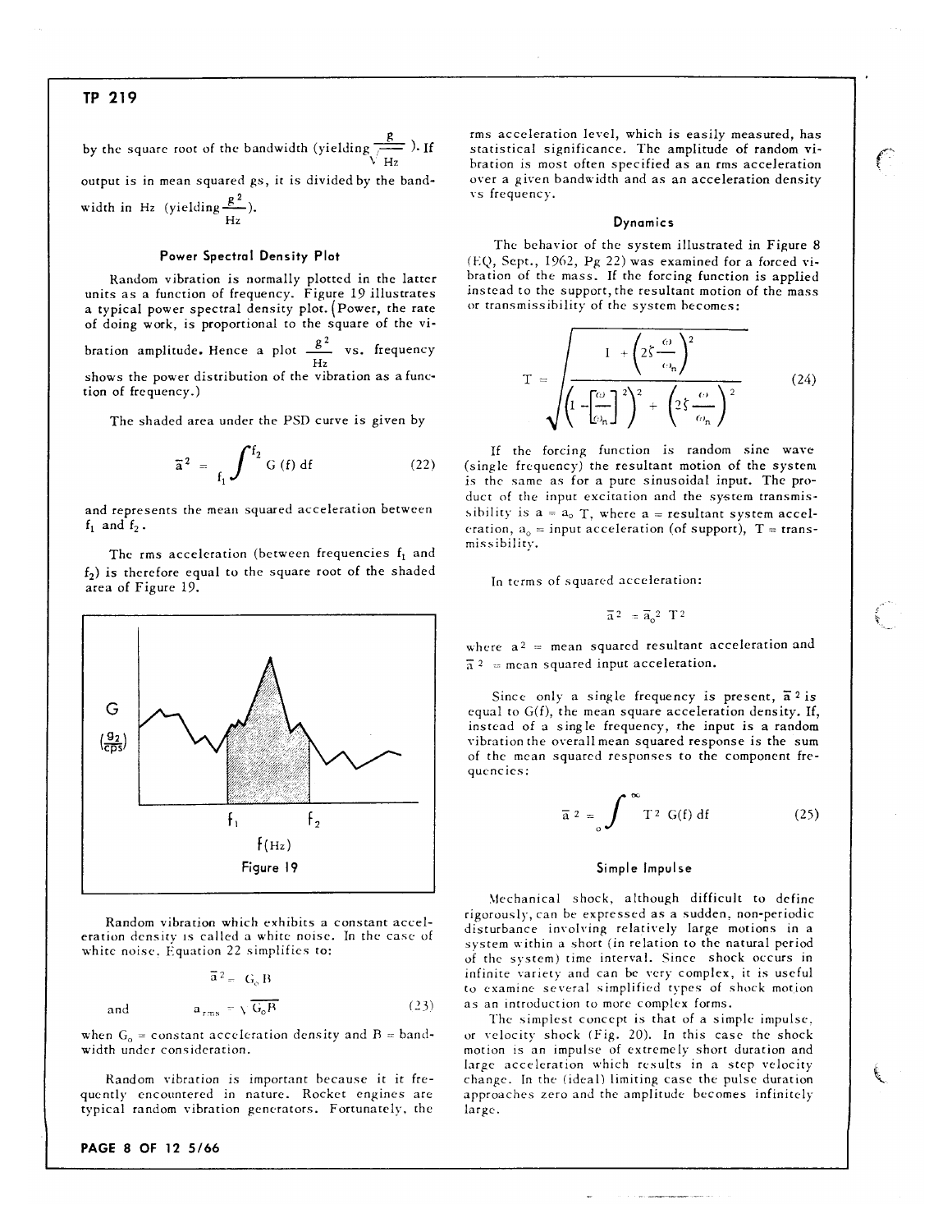by the square root of the bandwidth (yielding $\frac{g}{\sqrt{Hz}}$). If output is in mean squared gs, it is divided by the bandwidth in Hz (yielding $\frac{g^2}{Hz}$).

### Power Spectral Density Plot

Random vibration is normally plotted in the latter units as a function of frequency. Figure 19 illustrates a typical power spectral density plot. (Power, the rate of doing work, is proportional to the square of the vibration amplitude. Hence a plot $\frac{g^2}{Hz}$ vs. frequency shows the power distribution of the vibration as a function of frequency.)

The shaded area under the PSD curve is given by

$$\bar{a}^2 = \int_{f_1}^{f_2} G(f)\, df \qquad (22)$$

and represents the mean squared acceleration between $f_1$ and $f_2$.

The rms acceleration (between frequencies $f_1$ and $f_2$) is therefore equal to the square root of the shaded area of Figure 19.

G

$\left(\frac{g^2}{cps}\right)$

$f_1$

$f_2$

f(Hz)

Figure 19

Random vibration which exhibits a constant acceleration density is called a white noise. In the case of white noise, Equation 22 simplifies to:

$$\bar{a}^2 = G_o B$$

and

$$a_{rms} = \sqrt{G_o B} \qquad (23)$$

when $G_o$ = constant acceleration density and B = bandwidth under consideration.

Random vibration is important because it it frequently encountered in nature. Rocket engines are typical random vibration generators. Fortunately, the rms acceleration level, which is easily measured, has statistical significance. The amplitude of random vibration is most often specified as an rms acceleration over a given bandwidth and as an acceleration density vs frequency.

### Dynamics

The behavior of the system illustrated in Figure 8 (EQ, Sept., 1962, Pg 22) was examined for a forced vibration of the mass. If the forcing function is applied instead to the support, the resultant motion of the mass or transmissibility of the system becomes:

$$T = \sqrt{\frac{1 + \left(2\zeta \frac{\omega}{\omega_n}\right)^2}{\left(1 - \left[\frac{\omega}{\omega_n}\right]^2\right)^2 + \left(2\zeta \frac{\omega}{\omega_n}\right)^2}} \qquad (24)$$

If the forcing function is random sine wave (single frequency) the resultant motion of the system is the same as for a pure sinusoidal input. The product of the input excitation and the system transmissibility is $a = a_o T$, where a = resultant system acceleration, $a_o$ = input acceleration (of support), T = transmissibility.

In terms of squared acceleration:

$$\bar{a}^2 = \bar{a}_o^2\, T^2$$

where $a^2$ = mean squared resultant acceleration and $\bar{a}^2$ = mean squared input acceleration.

Since only a single frequency is present, $\bar{a}^2$ is equal to G(f), the mean square acceleration density. If, instead of a single frequency, the input is a random vibration the overall mean squared response is the sum of the mean squared responses to the component frequencies:

$$\bar{a}^2 = \int_0^\infty T^2\, G(f)\, df \qquad (25)$$

### Simple Impulse

Mechanical shock, although difficult to define rigorously, can be expressed as a sudden, non-periodic disturbance involving relatively large motions in a system within a short (in relation to the natural period of the system) time interval. Since shock occurs in infinite variety and can be very complex, it is useful to examine several simplified types of shock motion as an introduction to more complex forms.

The simplest concept is that of a simple impulse, or velocity shock (Fig. 20). In this case the shock motion is an impulse of extremely short duration and large acceleration which results in a step velocity change. In the (ideal) limiting case the pulse duration approaches zero and the amplitude becomes infinitely large.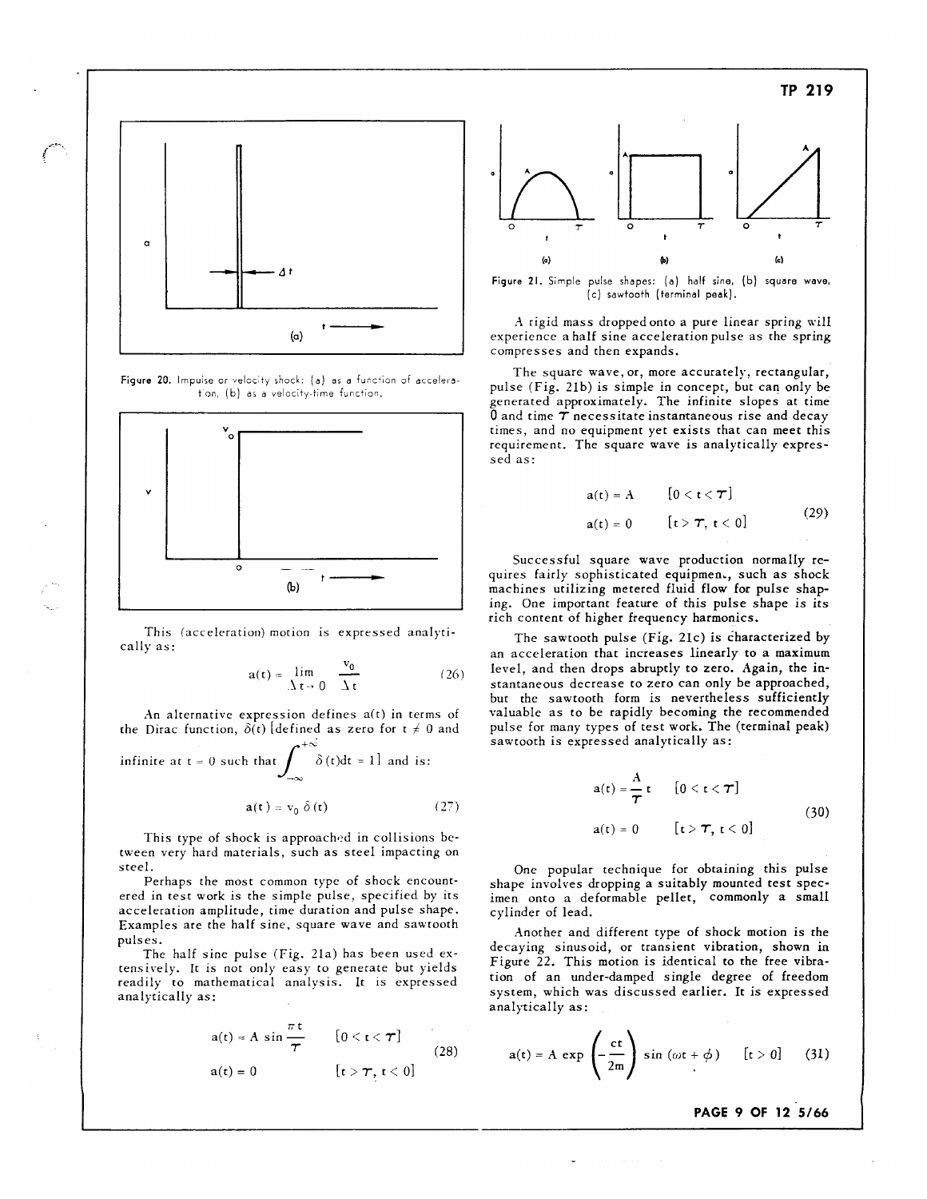a

$\Delta t$

t

(a)

Figure 20. Impulse or velocity shock: (a) as a function of acceleration, (b) as a velocity-time function.

$v_0$

v

o

t

(b)

This (acceleration) motion is expressed analytically as:

$$a(t) = \lim_{\Delta t \to 0} \frac{v_0}{\Delta t} \tag{26}$$

An alternative expression defines a(t) in terms of the Dirac function, $\delta(t)$ [defined as zero for $t \neq 0$ and infinite at $t = 0$ such that $\int_{-\infty}^{+\infty} \delta(t)dt = 1$] and is:

$$a(t) = v_0 \, \delta(t) \tag{27}$$

This type of shock is approached in collisions between very hard materials, such as steel impacting on steel.

Perhaps the most common type of shock encountered in test work is the simple pulse, specified by its acceleration amplitude, time duration and pulse shape. Examples are the half sine, square wave and sawtooth pulses.

The half sine pulse (Fig. 21a) has been used extensively. It is not only easy to generate but yields readily to mathematical analysis. It is expressed analytically as:

$$a(t) = A \sin \frac{\pi t}{\tau} \qquad [0 < t < \tau]$$
$$a(t) = 0 \qquad [t > \tau, \; t < 0] \tag{28}$$

a A O t $\tau$ (a)

a A O t $\tau$ (b)

a A O t $\tau$ (c)

Figure 21. Simple pulse shapes: (a) half sine, (b) square wave, (c) sawtooth (terminal peak).

A rigid mass dropped onto a pure linear spring will experience a half sine acceleration pulse as the spring compresses and then expands.

The square wave, or, more accurately, rectangular, pulse (Fig. 21b) is simple in concept, but can only be generated approximately. The infinite slopes at time 0 and time $\tau$ necessitate instantaneous rise and decay times, and no equipment yet exists that can meet this requirement. The square wave is analytically expressed as:

$$a(t) = A \qquad [0 < t < \tau]$$
$$a(t) = 0 \qquad [t > \tau, \; t < 0] \tag{29}$$

Successful square wave production normally requires fairly sophisticated equipment, such as shock machines utilizing metered fluid flow for pulse shaping. One important feature of this pulse shape is its rich content of higher frequency harmonics.

The sawtooth pulse (Fig. 21c) is characterized by an acceleration that increases linearly to a maximum level, and then drops abruptly to zero. Again, the instantaneous decrease to zero can only be approached, but the sawtooth form is nevertheless sufficiently valuable as to be rapidly becoming the recommended pulse for many types of test work. The (terminal peak) sawtooth is expressed analytically as:

$$a(t) = \frac{A}{\tau} t \qquad [0 < t < \tau]$$
$$a(t) = 0 \qquad [t > \tau, \; t < 0] \tag{30}$$

One popular technique for obtaining this pulse shape involves dropping a suitably mounted test specimen onto a deformable pellet, commonly a small cylinder of lead.

Another and different type of shock motion is the decaying sinusoid, or transient vibration, shown in Figure 22. This motion is identical to the free vibration of an under-damped single degree of freedom system, which was discussed earlier. It is expressed analytically as:

$$a(t) = A \exp\left(-\frac{ct}{2m}\right) \sin(\omega t + \phi) \qquad [t > 0] \tag{31}$$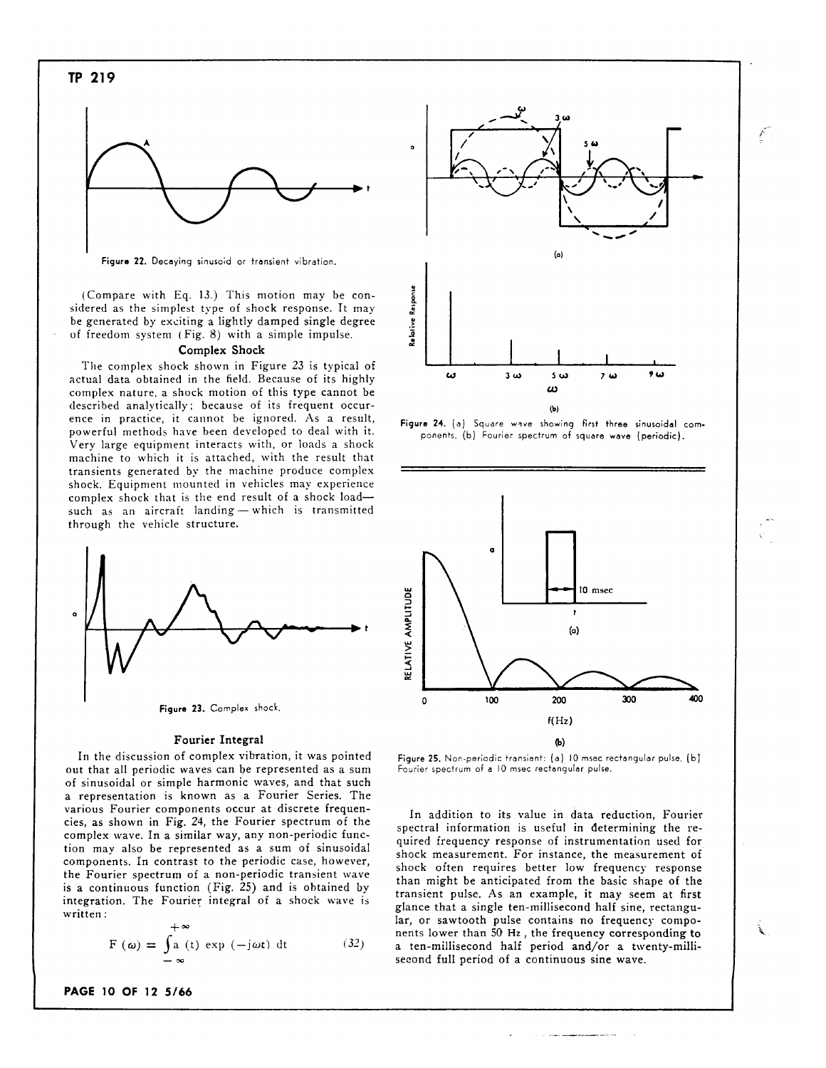A

t

Figure 22. Decaying sinusoid or transient vibration.

(Compare with Eq. 13.) This motion may be considered as the simplest type of shock response. It may be generated by exciting a lightly damped single degree of freedom system (Fig. 8) with a simple impulse.

### Complex Shock

The complex shock shown in Figure 23 is typical of actual data obtained in the field. Because of its highly complex nature, a shock motion of this type cannot be described analytically; because of its frequent occurrence in practice, it cannot be ignored. As a result, powerful methods have been developed to deal with it. Very large equipment interacts with, or loads a shock machine to which it is attached, with the result that transients generated by the machine produce complex shock. Equipment mounted in vehicles may experience complex shock that is the end result of a shock load—such as an aircraft landing — which is transmitted through the vehicle structure.

a

t

Figure 23. Complex shock.

### Fourier Integral

In the discussion of complex vibration, it was pointed out that all periodic waves can be represented as a sum of sinusoidal or simple harmonic waves, and that such a representation is known as a Fourier Series. The various Fourier components occur at discrete frequencies, as shown in Fig. 24, the Fourier spectrum of the complex wave. In a similar way, any non-periodic function may also be represented as a sum of sinusoidal components. In contrast to the periodic case, however, the Fourier spectrum of a non-periodic transient wave is a continuous function (Fig. 25) and is obtained by integration. The Fourier integral of a shock wave is written:

$$F(\omega) = \int_{-\infty}^{+\infty} a(t) \exp(-j\omega t)\, dt \qquad (32)$$

$\omega$

$3\omega$

$5\omega$

a

(a)

Relative Response

$\omega$ $3\omega$ $5\omega$ $7\omega$ $9\omega$

$\omega$

(b)

Figure 24. (a) Square wave showing first three sinusoidal components, (b) Fourier spectrum of square wave (periodic).

a

10 msec

t

(a)

RELATIVE AMPLITUDE

0 100 200 300 400

f(Hz)

(b)

Figure 25. Non-periodic transient: (a) 10 msec rectangular pulse, (b) Fourier spectrum of a 10 msec rectangular pulse.

In addition to its value in data reduction, Fourier spectral information is useful in determining the required frequency response of instrumentation used for shock measurement. For instance, the measurement of shock often requires better low frequency response than might be anticipated from the basic shape of the transient pulse. As an example, it may seem at first glance that a single ten-millisecond half sine, rectangular, or sawtooth pulse contains no frequency components lower than 50 Hz, the frequency corresponding to a ten-millisecond half period and/or a twenty-millisecond full period of a continuous sine wave.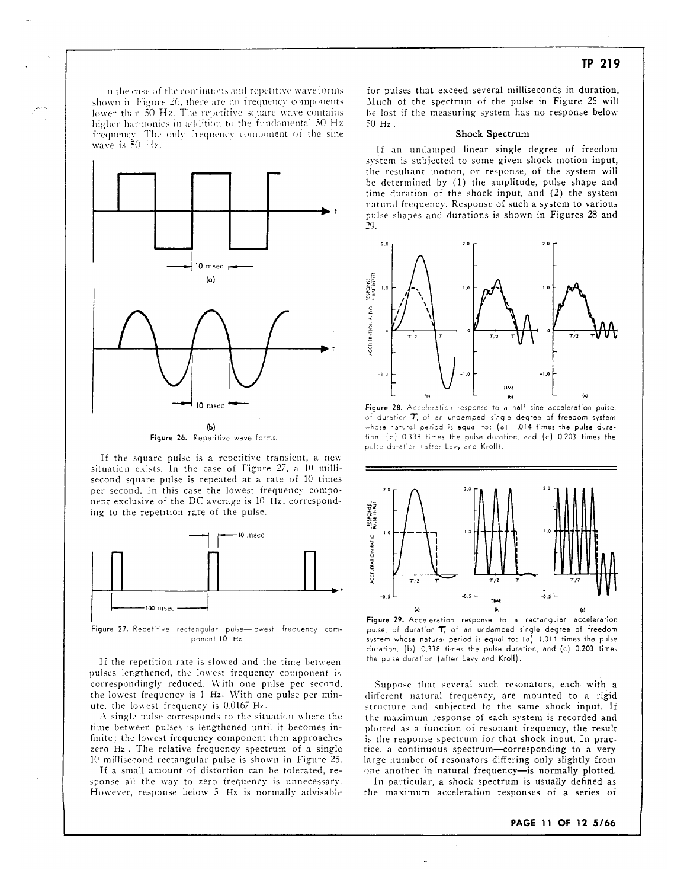In the case of the continuous and repetitive waveforms shown in Figure 26, there are no frequency components lower than 50 Hz. The repetitive square wave contains higher harmonics in addition to the fundamental 50 Hz frequency. The only frequency component of the sine wave is 50 Hz.

10 msec

(a)

10 msec

(b)

**Figure 26.** Repetitive wave forms.

If the square pulse is a repetitive transient, a new situation exists. In the case of Figure 27, a 10 millisecond square pulse is repeated at a rate of 10 times per second. In this case the lowest frequency component exclusive of the DC average is 10 Hz, corresponding to the repetition rate of the pulse.

10 msec

100 msec

**Figure 27.** Repetitive rectangular pulse—lowest frequency component 10 Hz

If the repetition rate is slowed and the time between pulses lengthened, the lowest frequency component is correspondingly reduced. With one pulse per second, the lowest frequency is 1 Hz. With one pulse per minute, the lowest frequency is 0.0167 Hz.

A single pulse corresponds to the situation where the time between pulses is lengthened until it becomes infinite; the lowest frequency component then approaches zero Hz. The relative frequency spectrum of a single 10 millisecond rectangular pulse is shown in Figure 25.

If a small amount of distortion can be tolerated, response all the way to zero frequency is unnecessary. However, response below 5 Hz is normally advisable for pulses that exceed several milliseconds in duration. Much of the spectrum of the pulse in Figure 25 will be lost if the measuring system has no response below 50 Hz.

## Shock Spectrum

If an undamped linear single degree of freedom system is subjected to some given shock motion input, the resultant motion, or response, of the system will be determined by (1) the amplitude, pulse shape and time duration of the shock input, and (2) the system natural frequency. Response of such a system to various pulse shapes and durations is shown in Figures 28 and 29.

ACCELERATION RATIO RESPONSE / PULSE INPUT

2.0, 1.0, 0, -1.0

T/2, T

TIME

(a) (b) (c)

**Figure 28.** Acceleration response to a half sine acceleration pulse, of duration $T$, of an undamped single degree of freedom system whose natural period is equal to: (a) 1.014 times the pulse duration, (b) 0.338 times the pulse duration, and (c) 0.203 times the pulse duration (after Levy and Kroll).

ACCELERATION RATIO RESPONSE / PULSE INPUT

2.0, 1.0, -0.5

T/2, T

TIME

(a) (b) (c)

**Figure 29.** Acceleration response to a rectangular acceleration pulse, of duration $T$, of an undamped single degree of freedom system whose natural period is equal to: (a) 1.014 times the pulse duration, (b) 0.338 times the pulse duration, and (c) 0.203 times the pulse duration (after Levy and Kroll).

Suppose that several such resonators, each with a different natural frequency, are mounted to a rigid structure and subjected to the same shock input. If the maximum response of each system is recorded and plotted as a function of resonant frequency, the result is the response spectrum for that shock input. In practice, a continuous spectrum—corresponding to a very large number of resonators differing only slightly from one another in natural frequency—is normally plotted.

In particular, a shock spectrum is usually defined as the maximum acceleration responses of a series of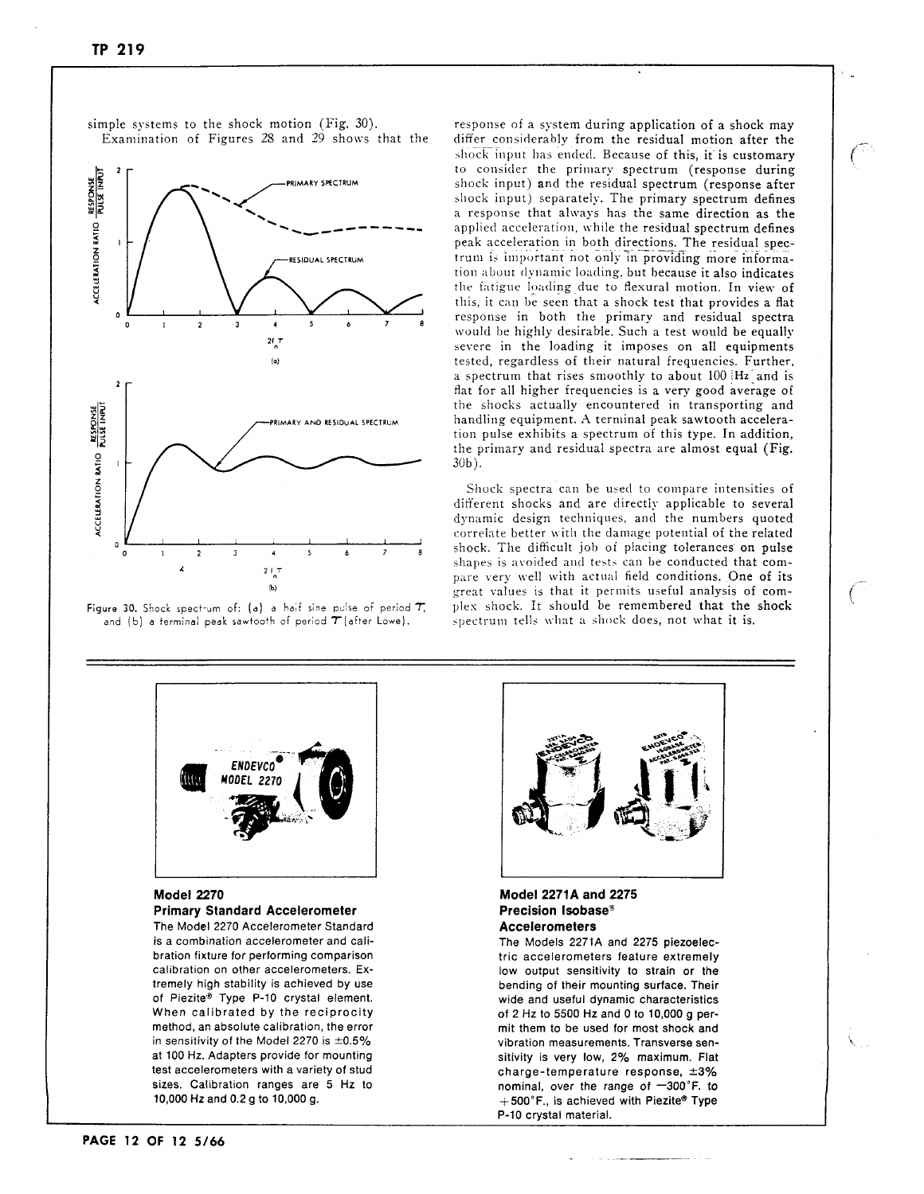simple systems to the shock motion (Fig. 30).

Examination of Figures 28 and 29 shows that the response of a system during application of a shock may differ considerably from the residual motion after the shock input has ended. Because of this, it is customary to consider the primary spectrum (response during shock input) and the residual spectrum (response after shock input) separately. The primary spectrum defines a response that always has the same direction as the applied acceleration, while the residual spectrum defines peak acceleration in both directions. The residual spectrum is important not only in providing more information about dynamic loading, but because it also indicates the fatigue loading due to flexural motion. In view of this, it can be seen that a shock test that provides a flat response in both the primary and residual spectra would be highly desirable. Such a test would be equally severe in the loading it imposes on all equipments tested, regardless of their natural frequencies. Further, a spectrum that rises smoothly to about 100 Hz and is flat for all higher frequencies is a very good average of the shocks actually encountered in transporting and handling equipment. A terminal peak sawtooth acceleration pulse exhibits a spectrum of this type. In addition, the primary and residual spectra are almost equal (Fig. 30b).

ACCELERATION RATIO RESPONSE / PULSE INPUT

PRIMARY SPECTRUM

RESIDUAL SPECTRUM

$2f_nT$

(a)

ACCELERATION RATIO RESPONSE / PULSE INPUT

PRIMARY AND RESIDUAL SPECTRUM

$2f_nT$

(b)

Figure 30. Shock spectrum of: (a) a half sine pulse of period $T$, and (b) a terminal peak sawtooth of period $T$ (after Lowe).

Shock spectra can be used to compare intensities of different shocks and are directly applicable to several dynamic design techniques, and the numbers quoted correlate better with the damage potential of the related shock. The difficult job of placing tolerances on pulse shapes is avoided and tests can be conducted that compare very well with actual field conditions. One of its great values is that it permits useful analysis of complex shock. It should be remembered that the shock spectrum tells what a shock does, not what it is.

---

### Model 2270 Primary Standard Accelerometer

The Model 2270 Accelerometer Standard is a combination accelerometer and calibration fixture for performing comparison calibration on other accelerometers. Extremely high stability is achieved by use of Piezite® Type P-10 crystal element. When calibrated by the reciprocity method, an absolute calibration, the error in sensitivity of the Model 2270 is ±0.5% at 100 Hz. Adapters provide for mounting test accelerometers with a variety of stud sizes. Calibration ranges are 5 Hz to 10,000 Hz and 0.2 g to 10,000 g.

### Model 2271A and 2275 Precision Isobase® Accelerometers

The Models 2271A and 2275 piezoelectric accelerometers feature extremely low output sensitivity to strain or the bending of their mounting surface. Their wide and useful dynamic characteristics of 2 Hz to 5500 Hz and 0 to 10,000 g permit them to be used for most shock and vibration measurements. Transverse sensitivity is very low, 2% maximum. Flat charge-temperature response, ±3% nominal, over the range of −300°F. to +500°F., is achieved with Piezite® Type P-10 crystal material.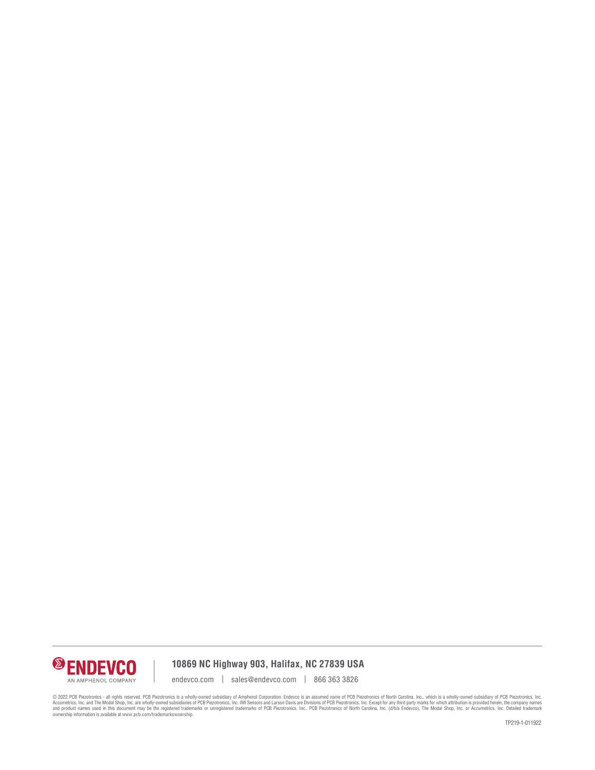ENDEVCO
AN AMPHENOL COMPANY

**10869 NC Highway 903, Halifax, NC 27839 USA**

endevco.com | sales@endevco.com | 866 363 3826

© 2022 PCB Piezotronics - all rights reserved. PCB Piezotronics is a wholly-owned subsidiary of Amphenol Corporation. Endevco is an assumed name of PCB Piezotronics of North Carolina, Inc., which is a wholly-owned subsidiary of PCB Piezotronics, Inc. Accumetrics, Inc. and The Modal Shop, Inc. are wholly-owned subsidiaries of PCB Piezotronics, Inc. IMI Sensors and Larson Davis are Divisions of PCB Piezotronics, Inc. Except for any third party marks for which attribution is provided herein, the company names and product names used in this document may be the registered trademarks or unregistered trademarks of PCB Piezotronics, Inc., PCB Piezotronics of North Carolina, Inc. (d/b/a Endevco), The Modal Shop, Inc. or Accumetrics, Inc. Detailed trademark ownership information is available at www.pcb.com/trademarkownership.

TP219-1-011922